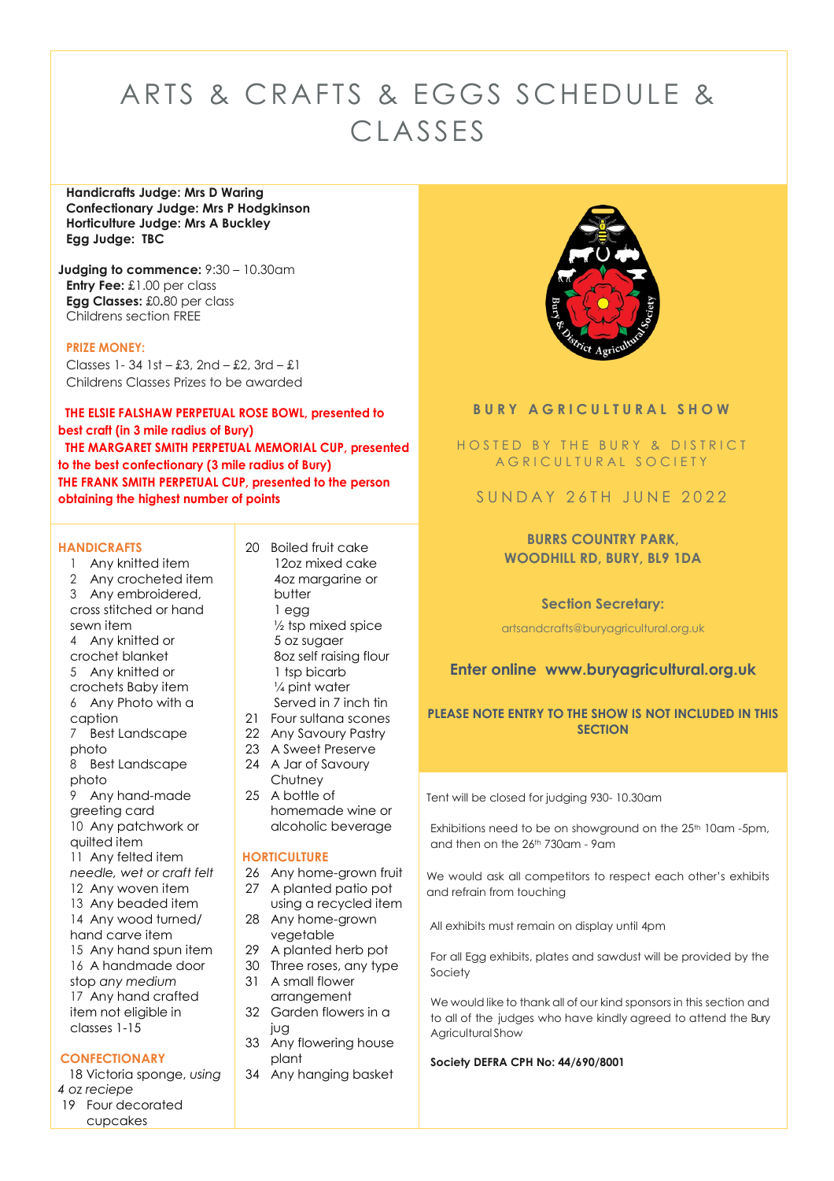# ARTS & CRAFTS & EGGS SCHEDULE & CLASSES

**Handicrafts Judge: Mrs D Waring**
**Confectionary Judge: Mrs P Hodgkinson**
**Horticulture Judge: Mrs A Buckley**
**Egg Judge: TBC**

**Judging to commence:** 9:30 – 10.30am
**Entry Fee:** £1.00 per class
**Egg Classes:** £0.80 per class
Childrens section FREE

**PRIZE MONEY:**
Classes 1- 34 1st – £3, 2nd – £2, 3rd – £1
Childrens Classes Prizes to be awarded

**THE ELSIE FALSHAW PERPETUAL ROSE BOWL, presented to best craft (in 3 mile radius of Bury)**
**THE MARGARET SMITH PERPETUAL MEMORIAL CUP, presented to the best confectionary (3 mile radius of Bury)**
**THE FRANK SMITH PERPETUAL CUP, presented to the person obtaining the highest number of points**

## HANDICRAFTS

1 Any knitted item
2 Any crocheted item
3 Any embroidered, cross stitched or hand sewn item
4 Any knitted or crochet blanket
5 Any knitted or crochets Baby item
6 Any Photo with a caption
7 Best Landscape photo
8 Best Landscape photo
9 Any hand-made greeting card
10 Any patchwork or quilted item
11 Any felted item *needle, wet or craft felt*
12 Any woven item
13 Any beaded item
14 Any wood turned/ hand carve item
15 Any hand spun item
16 A handmade door stop *any medium*
17 Any hand crafted item not eligible in classes 1-15

## CONFECTIONARY

18 Victoria sponge, *using 4 oz reciepe*
19 Four decorated cupcakes
20 Boiled fruit cake
12oz mixed cake
4oz margarine or butter
1 egg
½ tsp mixed spice
5 oz sugaer
8oz self raising flour
1 tsp bicarb
¼ pint water
Served in 7 inch tin
21 Four sultana scones
22 Any Savoury Pastry
23 A Sweet Preserve
24 A Jar of Savoury Chutney
25 A bottle of homemade wine or alcoholic beverage

## HORTICULTURE

26 Any home-grown fruit
27 A planted patio pot using a recycled item
28 Any home-grown vegetable
29 A planted herb pot
30 Three roses, any type
31 A small flower arrangement
32 Garden flowers in a jug
33 Any flowering house plant
34 Any hanging basket

## BURY AGRICULTURAL SHOW

HOSTED BY THE BURY & DISTRICT AGRICULTURAL SOCIETY

SUNDAY 26TH JUNE 2022

**BURRS COUNTRY PARK, WOODHILL RD, BURY, BL9 1DA**

**Section Secretary:**
artsandcrafts@buryagricultural.org.uk

**Enter online www.buryagricultural.org.uk**

**PLEASE NOTE ENTRY TO THE SHOW IS NOT INCLUDED IN THIS SECTION**

Tent will be closed for judging 930- 10.30am

Exhibitions need to be on showground on the 25th 10am -5pm, and then on the 26th 730am - 9am

We would ask all competitors to respect each other's exhibits and refrain from touching

All exhibits must remain on display until 4pm

For all Egg exhibits, plates and sawdust will be provided by the Society

We would like to thank all of our kind sponsors in this section and to all of the judges who have kindly agreed to attend the Bury Agricultural Show

**Society DEFRA CPH No: 44/690/8001**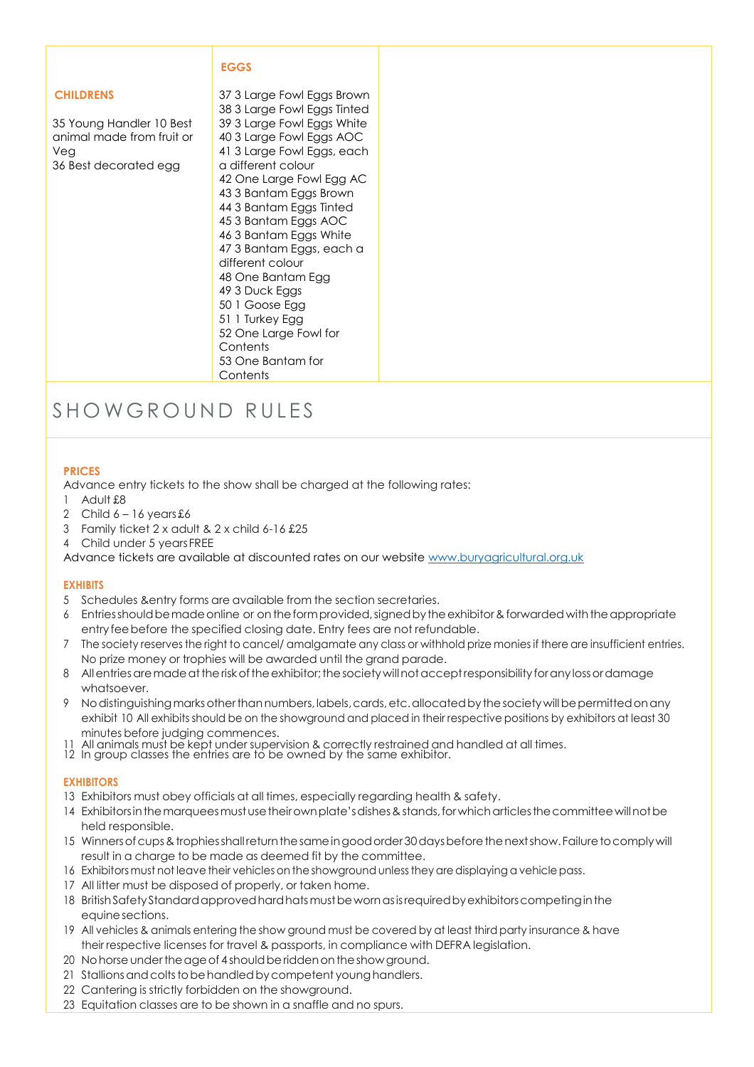| CHILDRENS | EGGS | |
|---|---|---|
| 35 Young Handler 10 Best animal made from fruit or Veg<br>36 Best decorated egg | 37 3 Large Fowl Eggs Brown<br>38 3 Large Fowl Eggs Tinted<br>39 3 Large Fowl Eggs White<br>40 3 Large Fowl Eggs AOC<br>41 3 Large Fowl Eggs, each a different colour<br>42 One Large Fowl Egg AC<br>43 3 Bantam Eggs Brown<br>44 3 Bantam Eggs Tinted<br>45 3 Bantam Eggs AOC<br>46 3 Bantam Eggs White<br>47 3 Bantam Eggs, each a different colour<br>48 One Bantam Egg<br>49 3 Duck Eggs<br>50 1 Goose Egg<br>51 1 Turkey Egg<br>52 One Large Fowl for Contents<br>53 One Bantam for Contents | |

# SHOWGROUND RULES

**PRICES**

Advance entry tickets to the show shall be charged at the following rates:

1 Adult £8
2 Child 6 – 16 years £6
3 Family ticket 2 x adult & 2 x child 6-16 £25
4 Child under 5 years FREE

Advance tickets are available at discounted rates on our website www.buryagricultural.org.uk

**EXHIBITS**

5 Schedules &entry forms are available from the section secretaries.
6 Entries should be made online or on the form provided, signed by the exhibitor & forwarded with the appropriate entry fee before the specified closing date. Entry fees are not refundable.
7 The society reserves the right to cancel/ amalgamate any class or withhold prize monies if there are insufficient entries. No prize money or trophies will be awarded until the grand parade.
8 All entries are made at the risk of the exhibitor; the society will not accept responsibility for any loss or damage whatsoever.
9 No distinguishing marks other than numbers, labels, cards, etc. allocated by the society will be permitted on any exhibit 10 All exhibits should be on the showground and placed in their respective positions by exhibitors at least 30 minutes before judging commences.
11 All animals must be kept under supervision & correctly restrained and handled at all times.
12 In group classes the entries are to be owned by the same exhibitor.

**EXHIBITORS**

13 Exhibitors must obey officials at all times, especially regarding health & safety.
14 Exhibitors in the marquees must use their own plate's dishes & stands, for which articles the committee will not be held responsible.
15 Winners of cups & trophies shall return the same in good order 30 days before the next show. Failure to comply will result in a charge to be made as deemed fit by the committee.
16 Exhibitors must not leave their vehicles on the showground unless they are displaying a vehicle pass.
17 All litter must be disposed of properly, or taken home.
18 British Safety Standard approved hard hats must be worn as is required by exhibitors competing in the equine sections.
19 All vehicles & animals entering the show ground must be covered by at least third party insurance & have their respective licenses for travel & passports, in compliance with DEFRA legislation.
20 No horse under the age of 4 should be ridden on the show ground.
21 Stallions and colts to be handled by competent young handlers.
22 Cantering is strictly forbidden on the showground.
23 Equitation classes are to be shown in a snaffle and no spurs.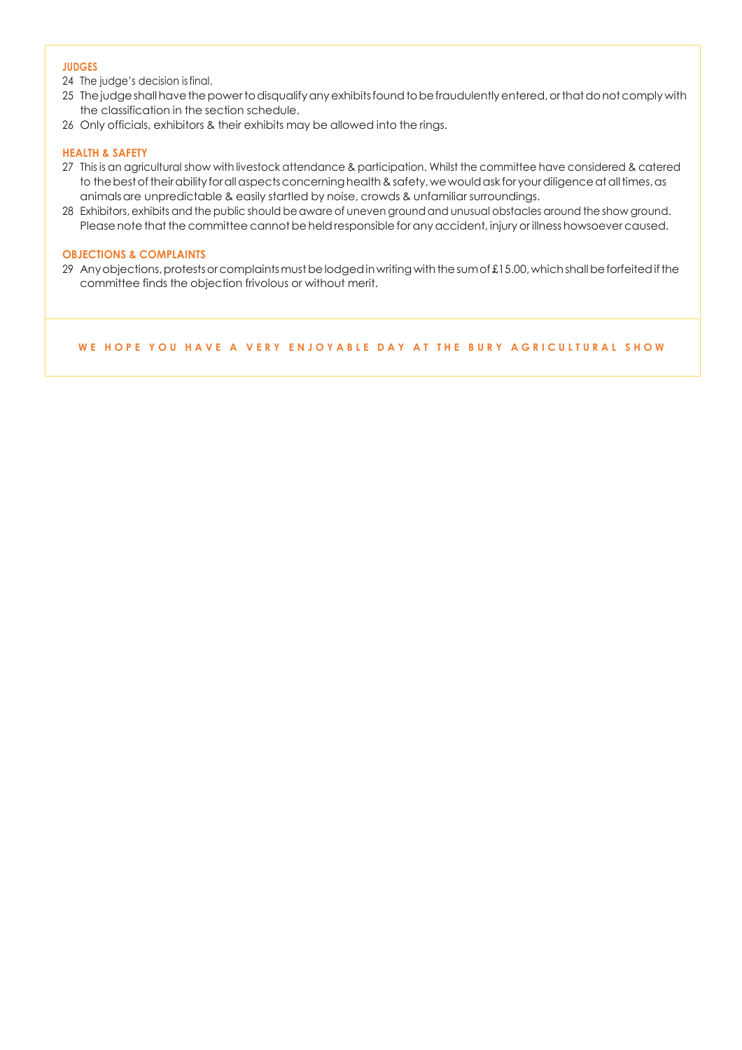### JUDGES

24 The judge's decision is final.

25 The judge shall have the power to disqualify any exhibits found to be fraudulently entered, or that do not comply with the classification in the section schedule.

26 Only officials, exhibitors & their exhibits may be allowed into the rings.

### HEALTH & SAFETY

27 This is an agricultural show with livestock attendance & participation. Whilst the committee have considered & catered to the best of their ability for all aspects concerning health & safety, we would ask for your diligence at all times, as animals are unpredictable & easily startled by noise, crowds & unfamiliar surroundings.

28 Exhibitors, exhibits and the public should be aware of uneven ground and unusual obstacles around the show ground. Please note that the committee cannot be held responsible for any accident, injury or illness howsoever caused.

### OBJECTIONS & COMPLAINTS

29 Any objections, protests or complaints must be lodged in writing with the sum of £15.00, which shall be forfeited if the committee finds the objection frivolous or without merit.

**WE HOPE YOU HAVE A VERY ENJOYABLE DAY AT THE BURY AGRICULTURAL SHOW**